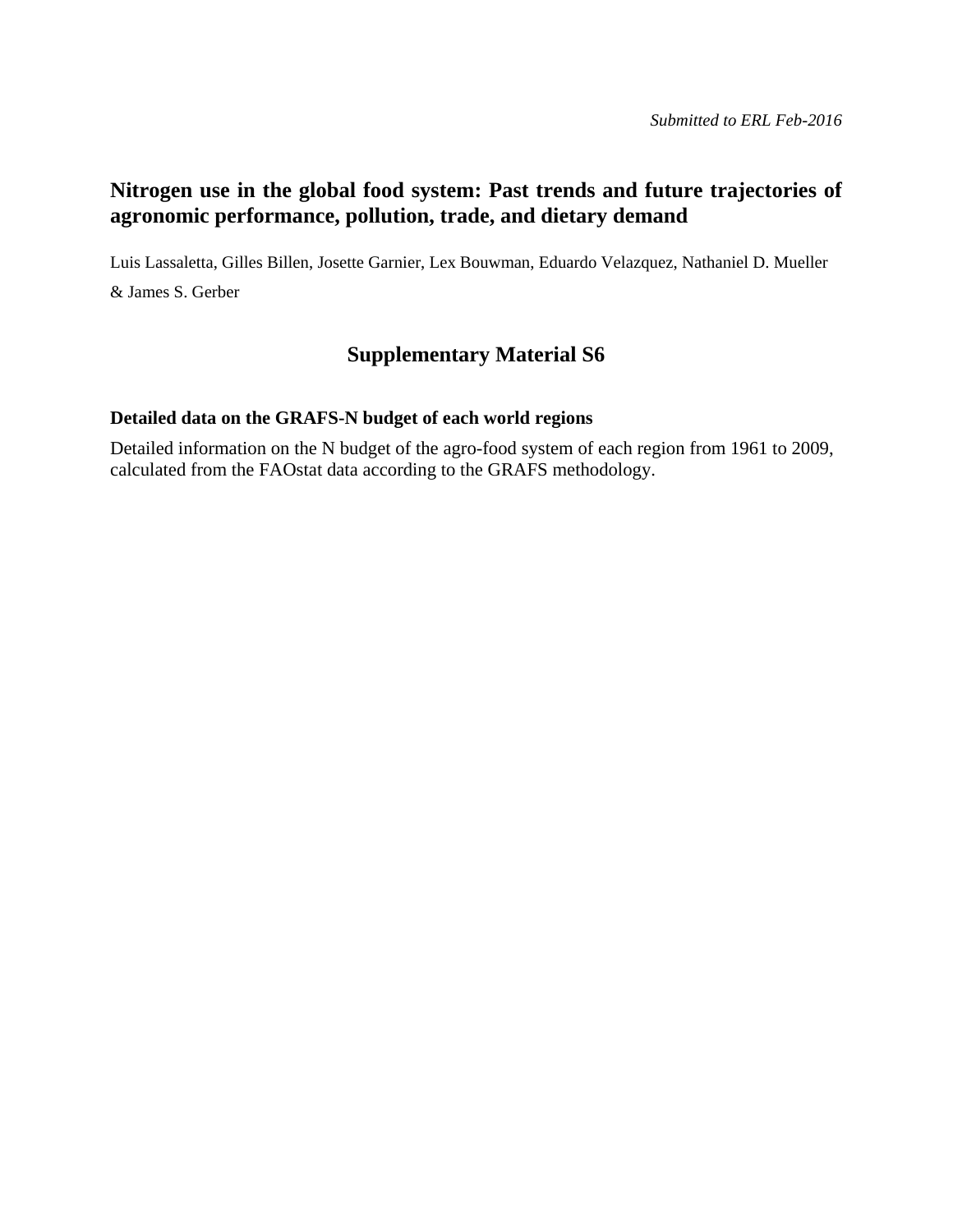*Submitted to ERL Feb-2016*

# Nitrogen use in the global food system: Past trends and future trajectories of agronomic performance, pollution, trade, and dietary demand

Luis Lassaletta, Gilles Billen, Josette Garnier, Lex Bouwman, Eduardo Velazquez, Nathaniel D. Mueller & James S. Gerber

## Supplementary Material S6

### Detailed data on the GRAFS-N budget of each world regions

Detailed information on the N budget of the agro-food system of each region from 1961 to 2009, calculated from the FAOstat data according to the GRAFS methodology.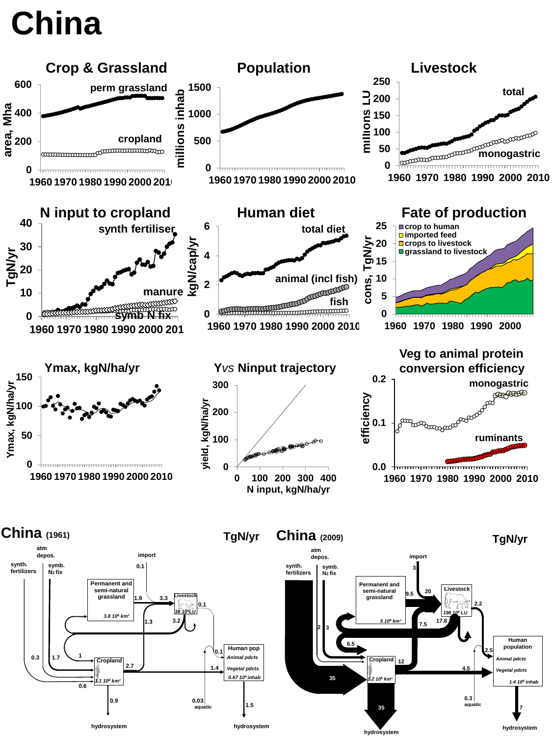# China

## Crop & Grassland

area, Mha

perm grassland

cropland

## Population

millions inhab

## Livestock

millions LU

total

monogastric

## N input to cropland

TgN/yr

synth fertiliser

manure

symb N fix

## Human diet

kgN/cap/yr

total diet

animal (incl fish)

fish

## Fate of production

cons, TgN/yr

- crop to human
- imported feed
- crops to livestock
- grassland to livestock

## Ymax, kgN/ha/yr

Ymax, kgN/ha/yr

## Y vs Ninput trajectory

yield, kgN/ha/yr

N input, kgN/ha/yr

## Veg to animal protein conversion efficiency

efficiency

monogastric

ruminants

## China (1961) — TgN/yr

atm depos. | synth. fertilizers | symb. $N_2$ fix | import 0.1

Permanent and semi-natural grassland ($3.8\ 10^6\ km^2$) → 1.9; 3.3 → Livestock ($38\ 10^6$ LU); 0.1; 1.3; 3.2

Cropland ($1.1\ 10^6\ km^2$): 0.3; 1.7; 1; 2.7; 1.4; 0.6; 0.9 → hydrosystem

Human pop (Animal pdcts, Vegetal pdcts, $0.67\ 10^9$ inhab): 0.1; 0.03 aquatic; 1.5 → hydrosystem

## China (2009) — TgN/yr

atm depos. | synth. fertilizers | symb. $N_2$ fix | import 3

Permanent and semi-natural grassland ($5\ 10^6\ km^2$) → 9.5; 20 → Livestock ($198\ 10^6$ LU); 2.2; 7.5; 17.8; 6.5

Cropland ($1.2\ 10^6\ km^2$): 2; 3; 35; 12; 4.5; 35 → hydrosystem

Human population (Animal pdcts, Vegetal pdcts, $1.4\ 10^9$ inhab): 2.5; 0.3 aquatic; 7 → hydrosystem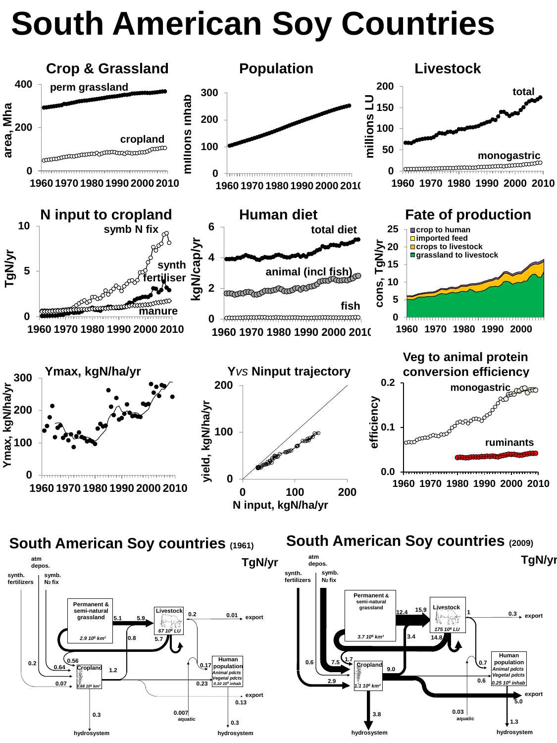# South American Soy Countries

## Crop & Grassland

area, Mha

perm grassland

cropland

## Population

millions inhab

## Livestock

millions LU

total

monogastric

## N input to cropland

TgN/yr

symb N fix

synth fertiliser

manure

## Human diet

kgN/cap/yr

total diet

animal (incl fish)

fish

## Fate of production

cons, TgN/yr

- crop to human
- imported feed
- crops to livestock
- grassland to livestock

## Ymax, kgN/ha/yr

Ymax, kgN/ha/yr

## Y *vs* Ninput trajectory

yield, kgN/ha/yr

N input, kgN/ha/yr

## Veg to animal protein conversion efficiency

efficiency

monogastric

ruminants

## South American Soy countries (1961)

TgN/yr

atm depos.; synth. fertilizers; symb. $N_2$ fix

Permanent & semi-natural grassland: 2.9 $10^6$ km²

Livestock: 67 $10^6$ LU

Cropland: 0.48 $10^6$ km²

Human population: Animal pdcts, Vegetal pdcts, 0.10 $10^9$ inhab

Flows: 5.1, 5.9, 0.8, 5.7, 0.2, 0.01 export, 0.2, 0.64, 0.56, 0.07, 1.2, 0.17, 0.23, 0.13 export, 0.3 hydrosystem, 0.007 aquatic, 0.3 hydrosystem

## South American Soy countries (2009)

TgN/yr

atm depos.; synth. fertilizers; symb. $N_2$ fix

Permanent & semi-natural grassland: 3.7 $10^6$ km²

Livestock: 175 $10^6$ LU

Cropland: 1.1 $10^6$ km²

Human population: Animal pdcts, Vegetal pdcts, 0.25 $10^9$ inhab

Flows: 12.4, 15.9, 3.4, 14.8, 1, 0.3 export, 0.6, 7.5, 1.7, 2.9, 9.0, 0.7, 0.6, 5.0 export, 3.8 hydrosystem, 0.03 aquatic, 1.3 hydrosystem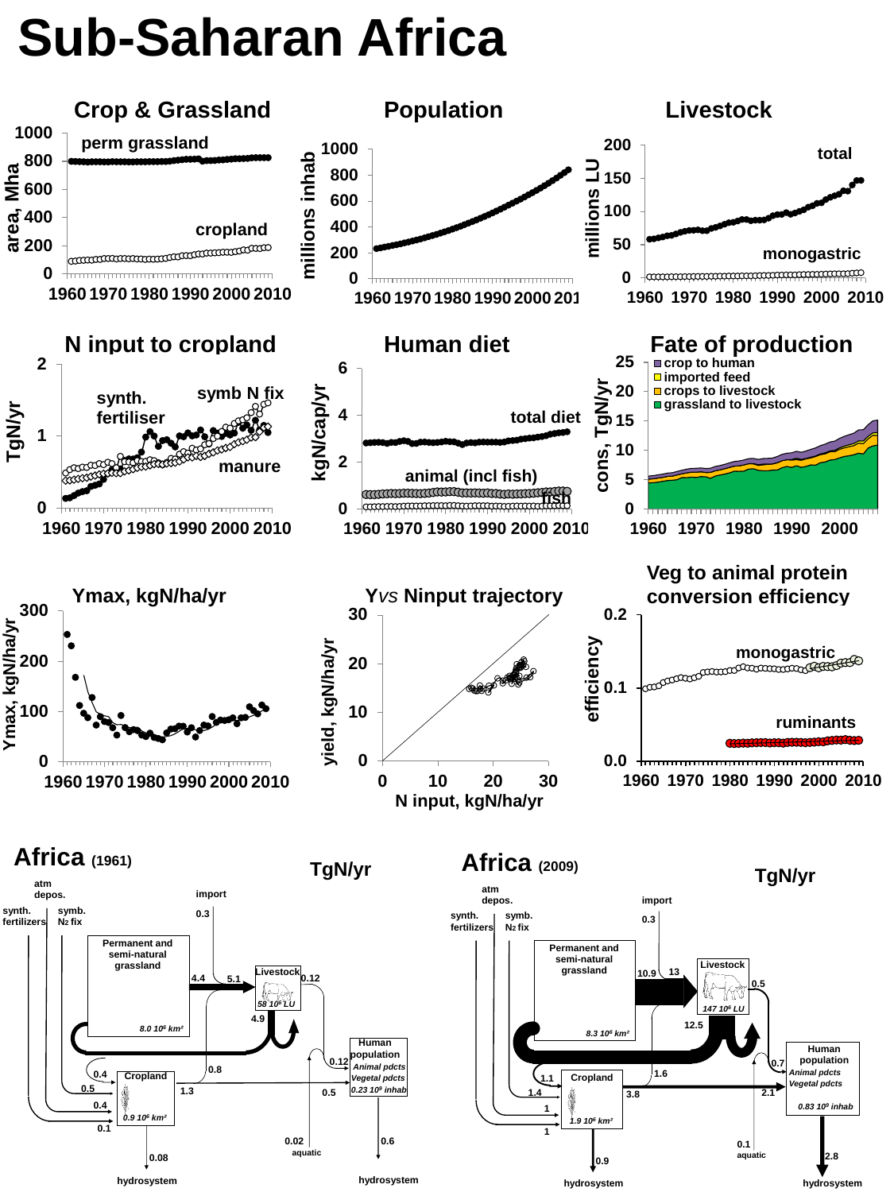# Sub-Saharan Africa

## Crop & Grassland

perm grassland

cropland

area, Mha

## Population

millions inhab

## Livestock

total

monogastric

millions LU

## N input to cropland

synth. fertiliser

symb N fix

manure

TgN/yr

## Human diet

total diet

animal (incl fish)

fish

kgN/cap/yr

## Fate of production

- crop to human
- imported feed
- crops to livestock
- grassland to livestock

cons, TgN/yr

## Ymax, kgN/ha/yr

Ymax, kgN/ha/yr

## Y *vs* Ninput trajectory

yield, kgN/ha/yr

N input, kgN/ha/yr

## Veg to animal protein conversion efficiency

monogastric

ruminants

efficiency

## Africa (1961)

TgN/yr

atm depos.; synth. fertilizers; symb. $N_2$ fix; import 0.3

Permanent and semi-natural grassland — 8.0 $10^6$ $km^2$

Livestock — 58 $10^6$ LU

Cropland — 0.9 $10^6$ $km^2$

Human population — Animal pdcts; Vegetal pdcts; 0.23 $10^9$ inhab

Flows: 4.4; 5.1; 0.12; 4.9; 0.8; 0.4; 0.5; 0.4; 0.1; 1.3; 0.12; 0.5; 0.02 aquatic; 0.08; 0.6

hydrosystem; hydrosystem

## Africa (2009)

TgN/yr

atm depos.; synth. fertilizers; symb. $N_2$ fix; import 0.3

Permanent and semi-natural grassland — 8.3 $10^6$ $km^2$

Livestock — 147 $10^6$ LU

Cropland — 1.9 $10^6$ $km^2$

Human population — Animal pdcts; Vegetal pdcts; 0.83 $10^9$ inhab

Flows: 10.9; 13; 0.5; 12.5; 1.6; 1.1; 1.4; 1; 1; 3.8; 0.7; 2.1; 0.1 aquatic; 0.9; 2.8

hydrosystem; hydrosystem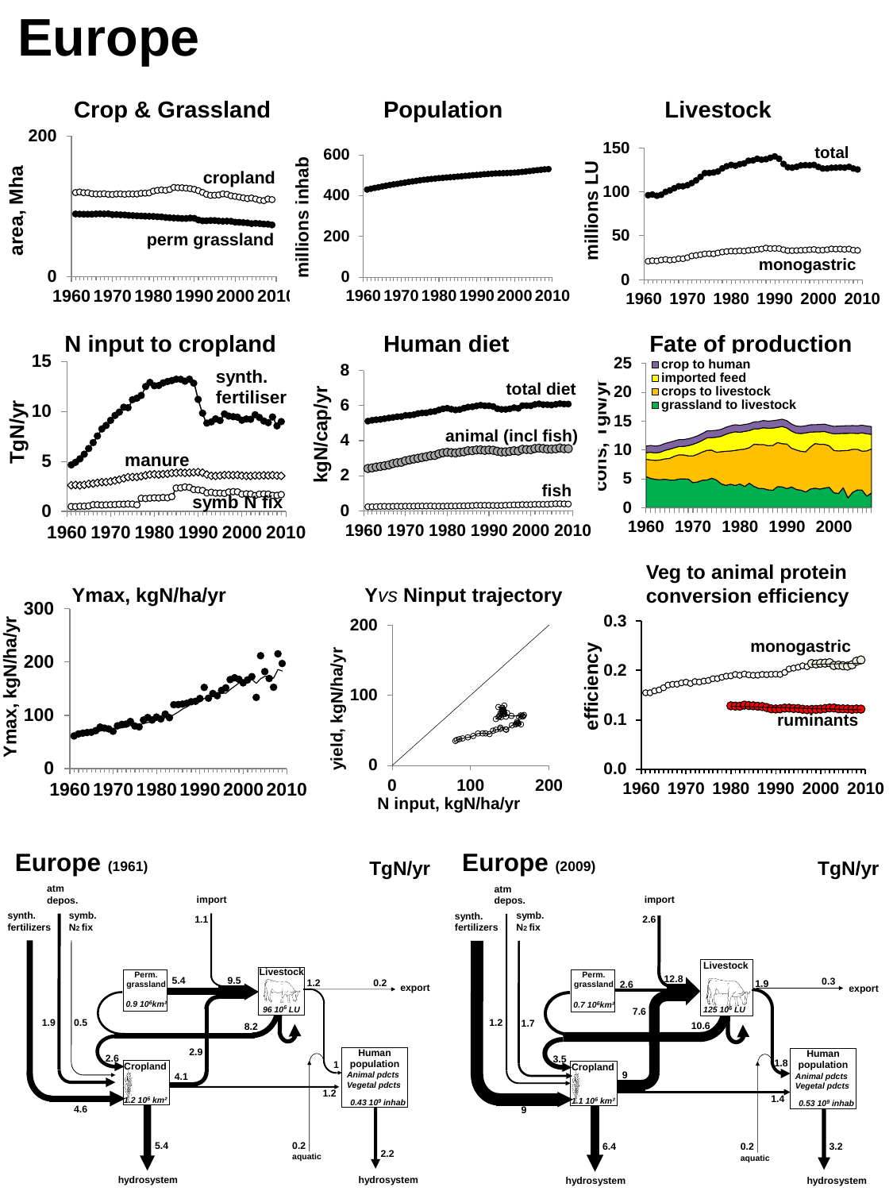# Europe

## Crop & Grassland

area, Mha — cropland; perm grassland (1960–2010)

## Population

millions inhab (1960–2010)

## Livestock

millions LU — total; monogastric (1960–2010)

## N input to cropland

TgN/yr — synth. fertiliser; manure; symb N fix (1960–2010)

## Human diet

kgN/cap/yr — total diet; animal (incl fish); fish (1960–2010)

## Fate of production

cons, TgN/yr — crop to human; imported feed; crops to livestock; grassland to livestock (1960–2000)

## Ymax, kgN/ha/yr

Ymax, kgN/ha/yr (1960–2010)

## Y *vs* Ninput trajectory

yield, kgN/ha/yr; N input, kgN/ha/yr

## Veg to animal protein conversion efficiency

efficiency — monogastric; ruminants (1960–2010)

## Europe (1961) — TgN/yr

- synth. fertilizers: 1.9; atm depos.; symb. $N_2$ fix: 0.5
- import: 1.1
- Perm. grassland ($0.9\ 10^6 km^2$) → Livestock: 5.4
- Livestock ($96\ 10^6$ LU): 9.5 in; 1.2 out; export 0.2
- Livestock → Cropland (manure): 8.2; 2.6
- Cropland → Livestock: 2.9; 4.1
- Cropland ($1.2\ 10^6 km^2$): 4.6 (synth. fertilizers)
- Cropland → Human population: 1.2
- Livestock → Human population: 1
- Human population (Animal pdcts, Vegetal pdcts; $0.43\ 10^9$ inhab)
- aquatic: 0.2
- Cropland → hydrosystem: 5.4
- Human population → hydrosystem: 2.2

## Europe (2009) — TgN/yr

- synth. fertilizers: 1.2; atm depos.; symb. $N_2$ fix: 1.7
- import: 2.6
- Perm. grassland ($0.7\ 10^6 km^2$) → Livestock: 2.6
- Livestock ($125\ 10^6$ LU): 12.8 in; 1.9 out; export 0.3
- 7.6; 10.6; 3.5
- Cropland → Livestock: 9
- Cropland ($1.1\ 10^6 km^2$): 9 (synth. fertilizers)
- Livestock → Human population: 1.8
- Cropland → Human population: 1.4
- Human population (Animal pdcts, Vegetal pdcts; $0.53\ 10^9$ inhab)
- aquatic: 0.2
- Cropland → hydrosystem: 6.4
- Human population → hydrosystem: 3.2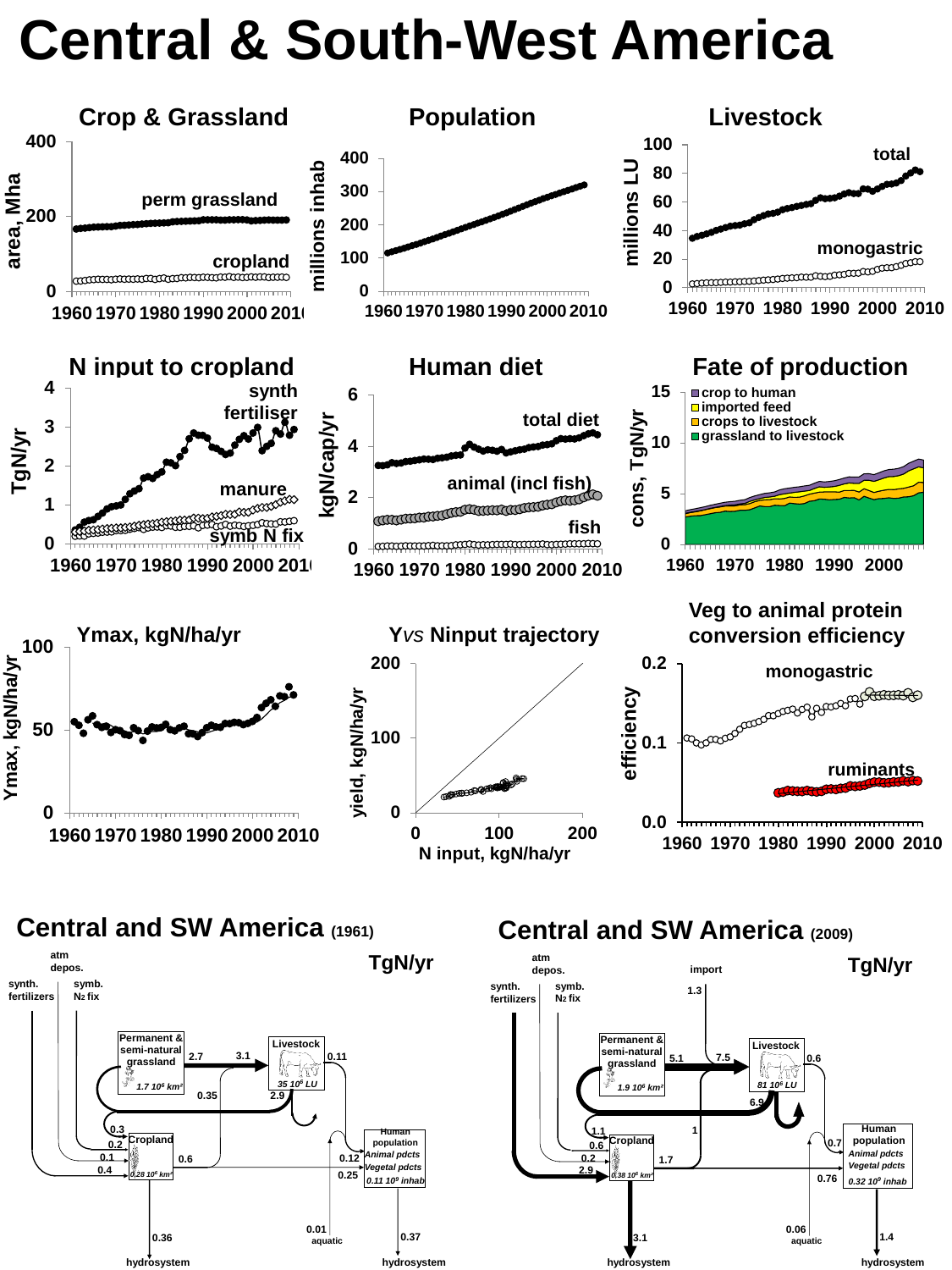# Central & South-West America

## Crop & Grassland

area, Mha

- perm grassland
- cropland

## Population

millions inhab

## Livestock

millions LU

- total
- monogastric

## N input to cropland

TgN/yr

- synth fertiliser
- manure
- symb N fix

## Human diet

kgN/cap/yr

- total diet
- animal (incl fish)
- fish

## Fate of production

cons, TgN/yr

- crop to human
- imported feed
- crops to livestock
- grassland to livestock

## Ymax, kgN/ha/yr

Ymax, kgN/ha/yr

## Y*vs* Ninput trajectory

yield, kgN/ha/yr

N input, kgN/ha/yr

## Veg to animal protein conversion efficiency

efficiency

- monogastric
- ruminants

## Central and SW America (1961)

TgN/yr

- atm depos.
- synth. fertilizers
- symb. $N_2$ fix
- Permanent & semi-natural grassland: $1.7\ 10^6\ km^2$
- Livestock: $35\ 10^6$ LU
- Cropland: $0.28\ 10^6\ km^2$
- Human population: Animal pdcts, Vegetal pdcts, $0.11\ 10^9$ inhab
- Flows: 2.7, 3.1, 0.11, 0.35, 2.9, 0.3, 0.2, 0.1, 0.4, 0.6, 0.12, 0.25, 0.36, 0.01, 0.37
- aquatic
- hydrosystem

## Central and SW America (2009)

TgN/yr

- atm depos.
- synth. fertilizers
- symb. $N_2$ fix
- import: 1.3
- Permanent & semi-natural grassland: $1.9\ 10^6\ km^2$
- Livestock: $81\ 10^6$ LU
- Cropland: $0.38\ 10^6\ km^2$
- Human population: Animal pdcts, Vegetal pdcts, $0.32\ 10^9$ inhab
- Flows: 5.1, 7.5, 0.6, 6.9, 1.1, 1, 0.6, 0.2, 2.9, 1.7, 0.7, 0.76, 3.1, 0.06, 1.4
- aquatic
- hydrosystem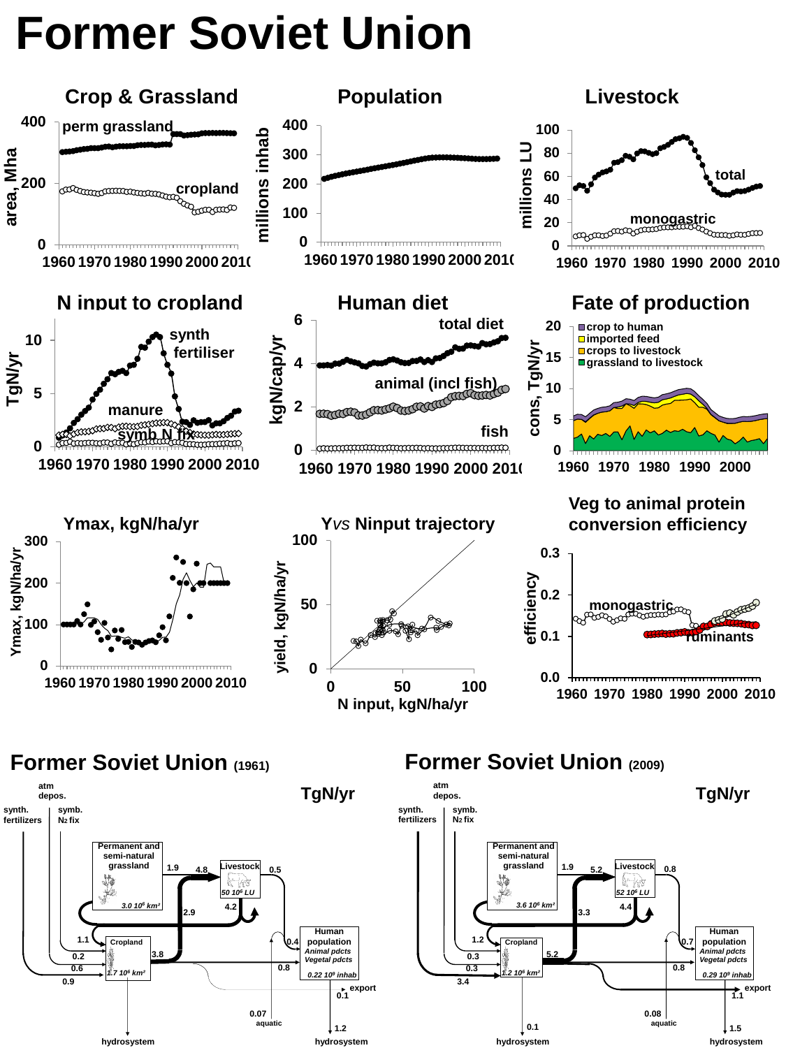# Former Soviet Union

**Crop & Grassland**

area, Mha

perm grassland

cropland

**Population**

millions inhab

**Livestock**

millions LU

total

monogastric

**N input to cropland**

TgN/yr

synth fertiliser

manure

symb N fix

**Human diet**

kgN/cap/yr

total diet

animal (incl fish)

fish

**Fate of production**

cons, TgN/yr

- crop to human
- imported feed
- crops to livestock
- grassland to livestock

**Ymax, kgN/ha/yr**

Ymax, kgN/ha/yr

**Y *vs* Ninput trajectory**

yield, kgN/ha/yr

N input, kgN/ha/yr

**Veg to animal protein conversion efficiency**

efficiency

monogastric

ruminants

## Former Soviet Union (1961)

TgN/yr

atm depos. | synth. fertilizers | symb. $N_2$ fix

Permanent and semi-natural grassland *3.0 $10^6$ km²* — 1.9 — 4.8 — Livestock *50 $10^6$ LU* — 0.5

2.9 | 4.2

1.1 | 0.2 | 0.6 | 0.9 — Cropland *1.7 $10^6$ km²* — 3.8

Human population *Animal pdcts* *Vegetal pdcts* *0.22 $10^9$ inhab* — 0.4 — 0.8

export 0.1

0.07 aquatic

hydrosystem | 1.2 hydrosystem

## Former Soviet Union (2009)

TgN/yr

atm depos. | synth. fertilizers | symb. $N_2$ fix

Permanent and semi-natural grassland *3.6 $10^6$ km²* — 1.9 — 5.2 — Livestock *52 $10^6$ LU* — 0.8

3.3 | 4.4

1.2 | 0.3 | 0.3 | 3.4 — Cropland *1.2 $10^6$ km²* — 5.2

Human population *Animal pdcts* *Vegetal pdcts* *0.29 $10^9$ inhab* — 0.7 — 0.8

export 1.1

0.08 aquatic

0.1 hydrosystem | 1.5 hydrosystem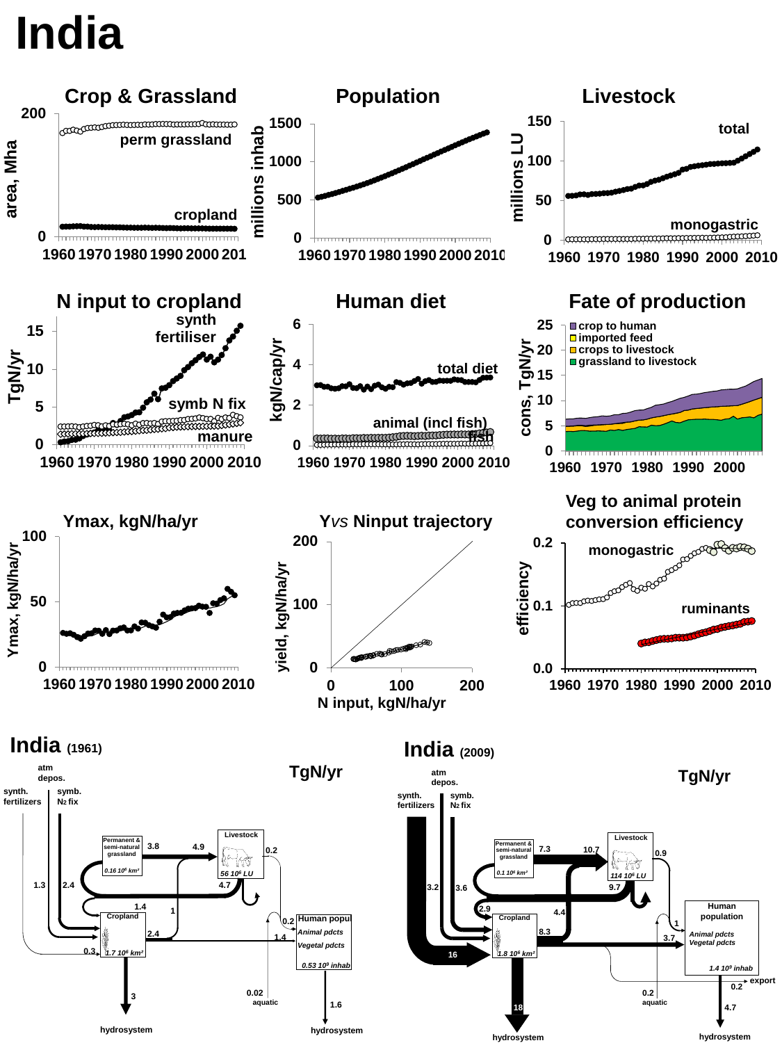# India

## Crop & Grassland

area, Mha

perm grassland

cropland

## Population

millions inhab

## Livestock

millions LU

total

monogastric

## N input to cropland

TgN/yr

synth fertiliser

symb N fix

manure

## Human diet

kgN/cap/yr

total diet

animal (incl fish)

fish

## Fate of production

cons, TgN/yr

- crop to human
- imported feed
- crops to livestock
- grassland to livestock

## Ymax, kgN/ha/yr

Ymax, kgN/ha/yr

## Y *vs* Ninput trajectory

yield, kgN/ha/yr

N input, kgN/ha/yr

## Veg to animal protein conversion efficiency

efficiency

monogastric

ruminants

## India (1961)

TgN/yr

atm depos.; synth. fertilizers; symb. $N_2$ fix

Permanent & semi-natural grassland (0.16 $10^6$ km²): 3.8

Livestock (56 $10^6$ LU): 4.9; 0.2; 4.7

Cropland (1.7 $10^6$ km²): synth. fertilizers 0.3; atm depos. 1.3; symb. $N_2$ fix 2.4; 1.4; 1; 2.4; 1.4; to hydrosystem 3

Human population (0.53 $10^9$ inhab): Animal pdcts 0.2; Vegetal pdcts 1.4; aquatic 0.02; to hydrosystem 1.6

## India (2009)

TgN/yr

atm depos.; synth. fertilizers; symb. $N_2$ fix

Permanent & semi-natural grassland (0.1 $10^6$ km²): 7.3

Livestock (114 $10^6$ LU): 10.7; 0.9; 9.7

Cropland (1.8 $10^6$ km²): synth. fertilizers 16; atm depos. 3.2; symb. $N_2$ fix 3.6; 2.9; 4.4; 8.3; to hydrosystem 18

Human population (1.4 $10^9$ inhab): Animal pdcts 1; Vegetal pdcts 3.7; export 0.2; aquatic 0.2; to hydrosystem 4.7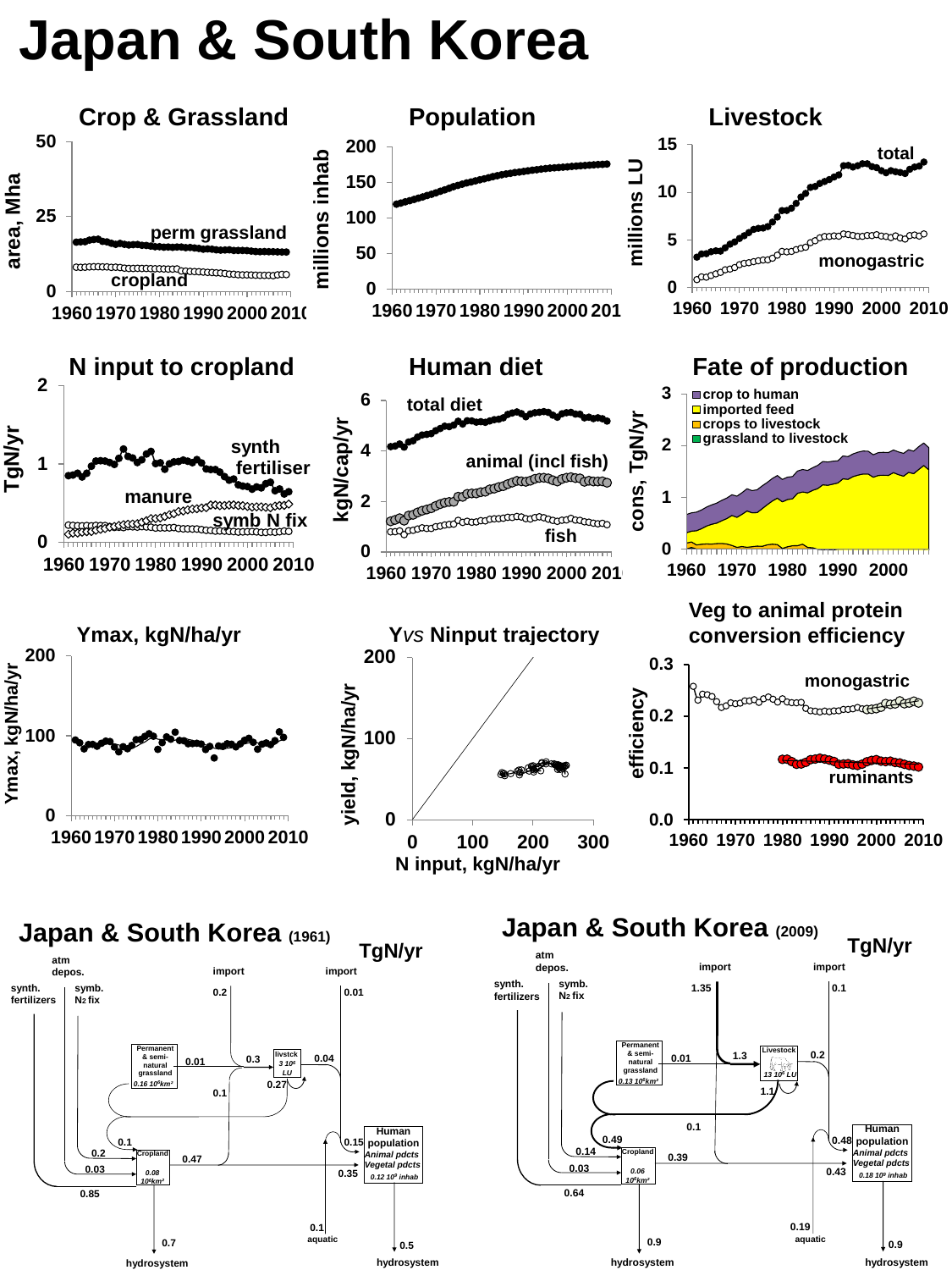# Japan & South Korea

### Crop & Grassland

area, Mha

perm grassland

cropland

1960 1970 1980 1990 2000 2010

### Population

millions inhab

1960 1970 1980 1990 2000 2010

### Livestock

millions LU

total

monogastric

1960 1970 1980 1990 2000 2010

### N input to cropland

TgN/yr

synth fertiliser

manure

symb N fix

1960 1970 1980 1990 2000 2010

### Human diet

kgN/cap/yr

total diet

animal (incl fish)

fish

1960 1970 1980 1990 2000 2010

### Fate of production

cons, TgN/yr

- crop to human
- imported feed
- crops to livestock
- grassland to livestock

1960 1970 1980 1990 2000

### Ymax, kgN/ha/yr

Ymax, kgN/ha/yr

1960 1970 1980 1990 2000 2010

### Y *vs* Ninput trajectory

yield, kgN/ha/yr

N input, kgN/ha/yr

### Veg to animal protein conversion efficiency

efficiency

monogastric

ruminants

1960 1970 1980 1990 2000 2010

## Japan & South Korea (1961)

TgN/yr

- synth. fertilizers: 0.85
- symb. N₂ fix: 0.2
- atm depos.: 0.03
- import (to livestock): 0.2
- import (to human): 0.01
- Permanent & semi-natural grassland ($0.16\ 10^6 km^2$) → livstck: 0.01
- livstck ($3\ 10^6$ LU)
- Cropland ($0.08\ 10^6 km^2$)
- Cropland → livstck: 0.3
- livstck → human: 0.04
- livstck → Cropland: 0.1
- livstck: 0.27
- Cropland: 0.1
- Cropland → human: 0.47
- Human population ($0.12\ 10^9$ inhab): Animal pdcts 0.15; Vegetal pdcts 0.35
- aquatic: 0.1
- Cropland → hydrosystem: 0.7
- Human population → hydrosystem: 0.5

## Japan & South Korea (2009)

TgN/yr

- synth. fertilizers: 0.64
- symb. N₂ fix: 0.14
- atm depos.: 0.03
- import (to livestock): 1.35
- import (to human): 0.1
- Permanent & semi-natural grassland ($0.13\ 10^6 km^2$) → Livestock: 0.01
- Livestock ($13\ 10^6$ LU)
- Cropland ($0.06\ 10^6 km^2$)
- → Livestock: 1.3
- Livestock → human: 0.2
- Livestock: 1.1
- Livestock → Cropland: 0.49
- Cropland: 0.1
- Cropland → human: 0.39
- Human population ($0.18\ 10^9$ inhab): Animal pdcts 0.48; Vegetal pdcts 0.43
- aquatic: 0.19
- Cropland → hydrosystem: 0.9
- Human population → hydrosystem: 0.9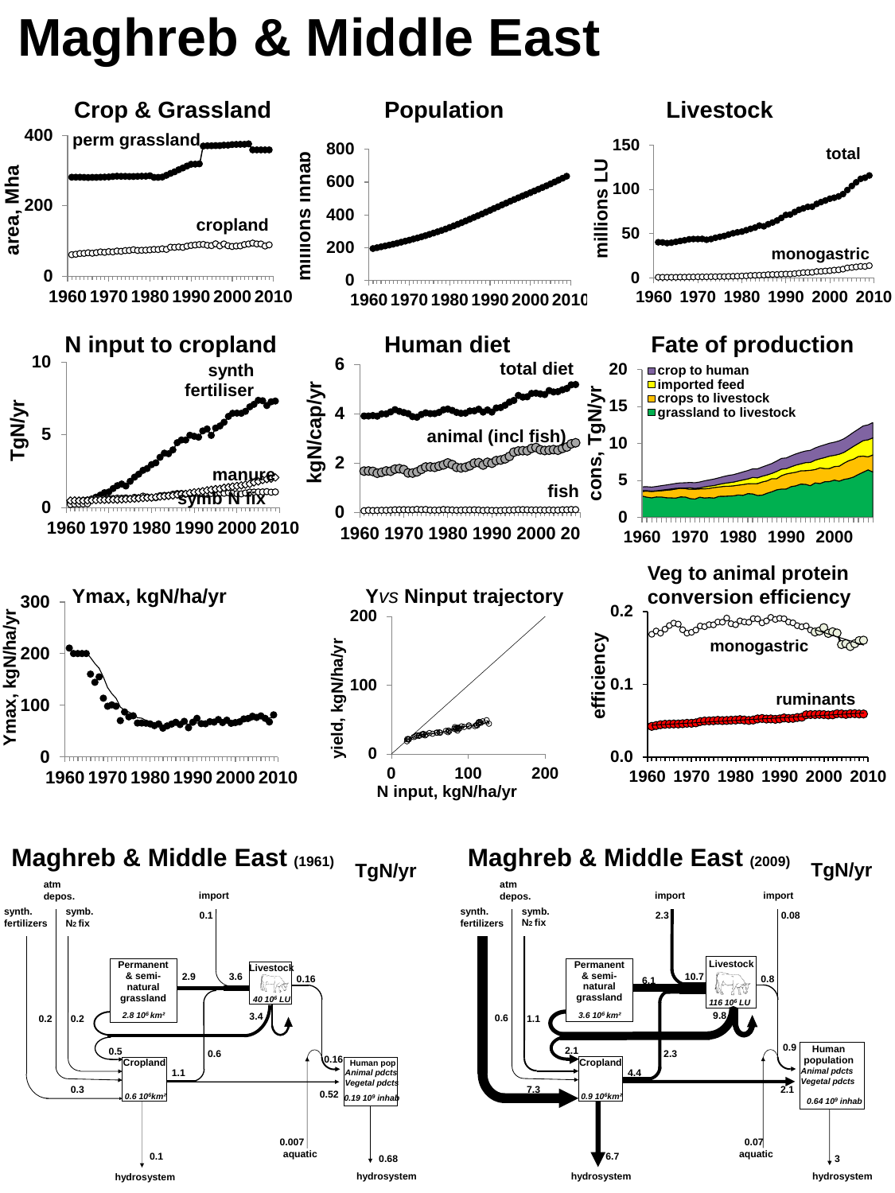# Maghreb & Middle East

## Crop & Grassland

area, Mha

perm grassland

cropland

1960 1970 1980 1990 2000 2010

## Population

millions inhab

1960 1970 1980 1990 2000 2010

## Livestock

millions LU

total

monogastric

1960 1970 1980 1990 2000 2010

## N input to cropland

TgN/yr

synth fertiliser

manure

symb N fix

1960 1970 1980 1990 2000 2010

## Human diet

kgN/cap/yr

total diet

animal (incl fish)

fish

1960 1970 1980 1990 2000 20

## Fate of production

cons, TgN/yr

- crop to human
- imported feed
- crops to livestock
- grassland to livestock

1960 1970 1980 1990 2000

## Ymax, kgN/ha/yr

Ymax, kgN/ha/yr

1960 1970 1980 1990 2000 2010

## Y *vs* Ninput trajectory

yield, kgN/ha/yr

N input, kgN/ha/yr

## Veg to animal protein conversion efficiency

efficiency

monogastric

ruminants

1960 1970 1980 1990 2000 2010

## Maghreb & Middle East (1961)

TgN/yr

atm depos.; synth. fertilizers 0.2; symb. $N_2$ fix 0.2; import 0.1

Permanent & semi-natural grassland (2.8 $10^6$ km²) → 2.9; 0.5

Livestock (40 $10^6$ LU): 3.6; 3.4; 0.16; 0.6

Cropland (0.6 $10^6$km²): 0.3; 1.1; 0.1 → hydrosystem

Human pop (Animal pdcts, Vegetal pdcts; 0.19 $10^9$ inhab): 0.16; 0.52; 0.007 aquatic; 0.68 → hydrosystem

## Maghreb & Middle East (2009)

TgN/yr

atm depos.; synth. fertilizers 0.6; symb. $N_2$ fix 1.1; import 2.3; import 0.08

Permanent & semi-natural grassland (3.6 $10^6$ km²) → 6.1; 2.1

Livestock (116 $10^6$ LU): 10.7; 9.8; 0.8; 2.3

Cropland (0.9 $10^6$km²): 7.3; 4.4; 6.7 → hydrosystem

Human population (Animal pdcts, Vegetal pdcts; 0.64 $10^9$ inhab): 0.9; 2.1; 0.07 aquatic; 3 → hydrosystem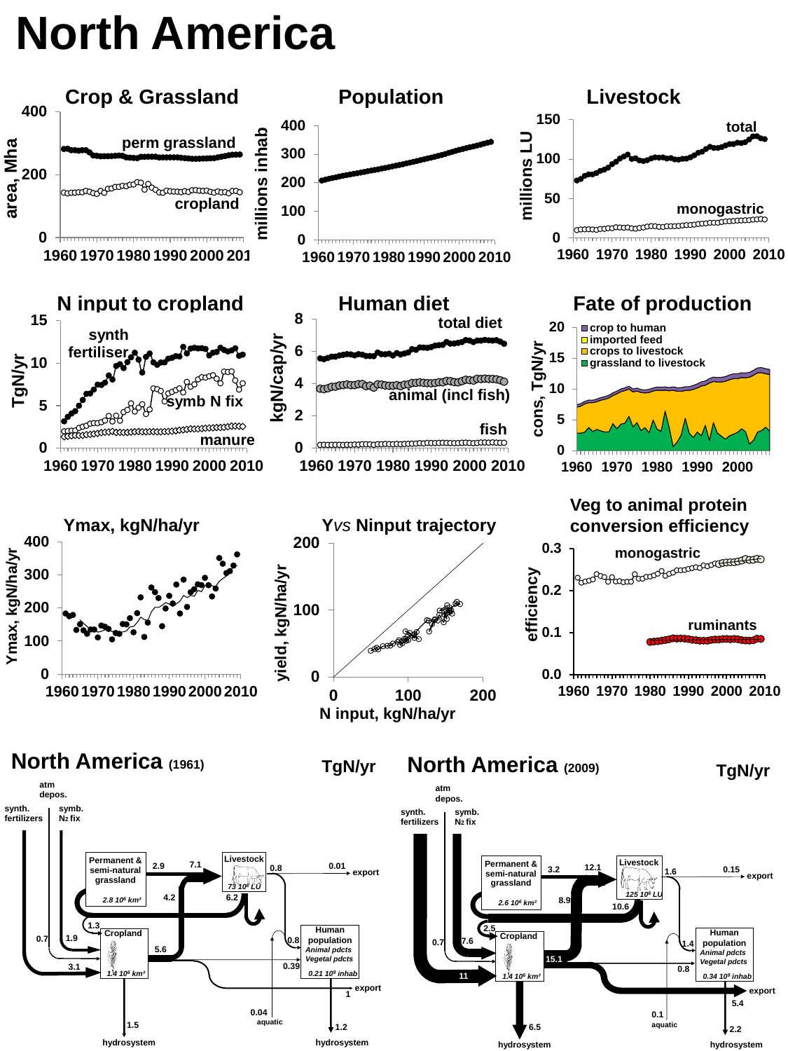# North America

## Crop & Grassland

perm grassland

cropland

area, Mha

## Population

millions inhab

## Livestock

total

monogastric

millions LU

## N input to cropland

synth fertiliser

symb N fix

manure

TgN/yr

## Human diet

total diet

animal (incl fish)

fish

kgN/cap/yr

## Fate of production

crop to human

imported feed

crops to livestock

grassland to livestock

cons, TgN/yr

## Ymax, kgN/ha/yr

Ymax, kgN/ha/yr

## Y*vs* Ninput trajectory

yield, kgN/ha/yr

N input, kgN/ha/yr

## Veg to animal protein conversion efficiency

monogastric

ruminants

efficiency

## North America (1961)

TgN/yr

- atm depos.
- synth. fertilizers
- symb. $N_2$ fix
- Permanent & semi-natural grassland (2.8 $10^6$ km²): 2.9, 7.1, 4.2
- Livestock (73 $10^6$ LU): 0.8, 0.01 export, 6.2
- Cropland (1.4 $10^6$ km²): 1.3, 0.7, 1.9, 3.1, 5.6, 1.5 hydrosystem
- Human population (0.21 $10^9$ inhab) — Animal pdcts 0.8, Vegetal pdcts 0.39
- aquatic 0.04
- export 1
- hydrosystem 1.2

## North America (2009)

TgN/yr

- atm depos.
- synth. fertilizers
- symb. $N_2$ fix
- Permanent & semi-natural grassland (2.6 $10^6$ km²): 3.2, 12.1, 8.9
- Livestock (125 $10^6$ LU): 1.6, 0.15 export, 10.6
- Cropland (1.4 $10^6$ km²): 2.5, 0.7, 7.6, 11, 15.1, 6.5 hydrosystem
- Human population (0.34 $10^9$ inhab) — Animal pdcts 1.4, Vegetal pdcts 0.8
- aquatic 0.1
- export 5.4
- hydrosystem 2.2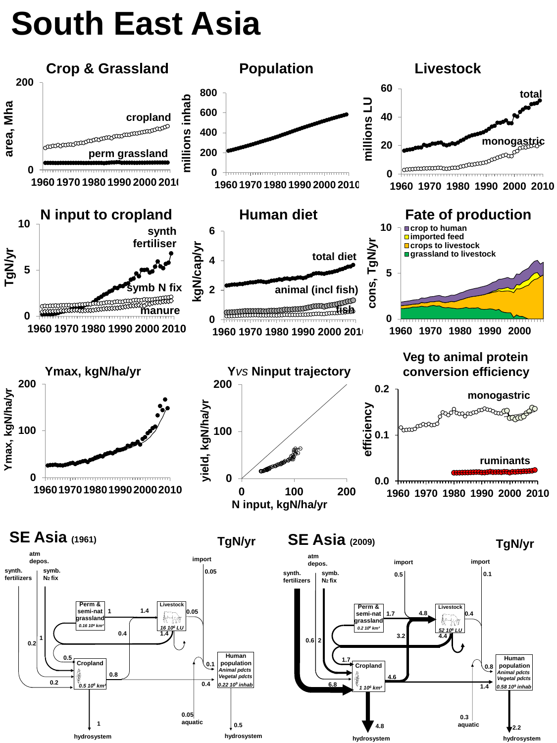# South East Asia

## Crop & Grassland

## Population

## Livestock

## N input to cropland

## Human diet

## Fate of production

## Ymax, kgN/ha/yr

## Y*vs* Ninput trajectory

## Veg to animal protein conversion efficiency

## SE Asia (1961)

TgN/yr

## SE Asia (2009)

TgN/yr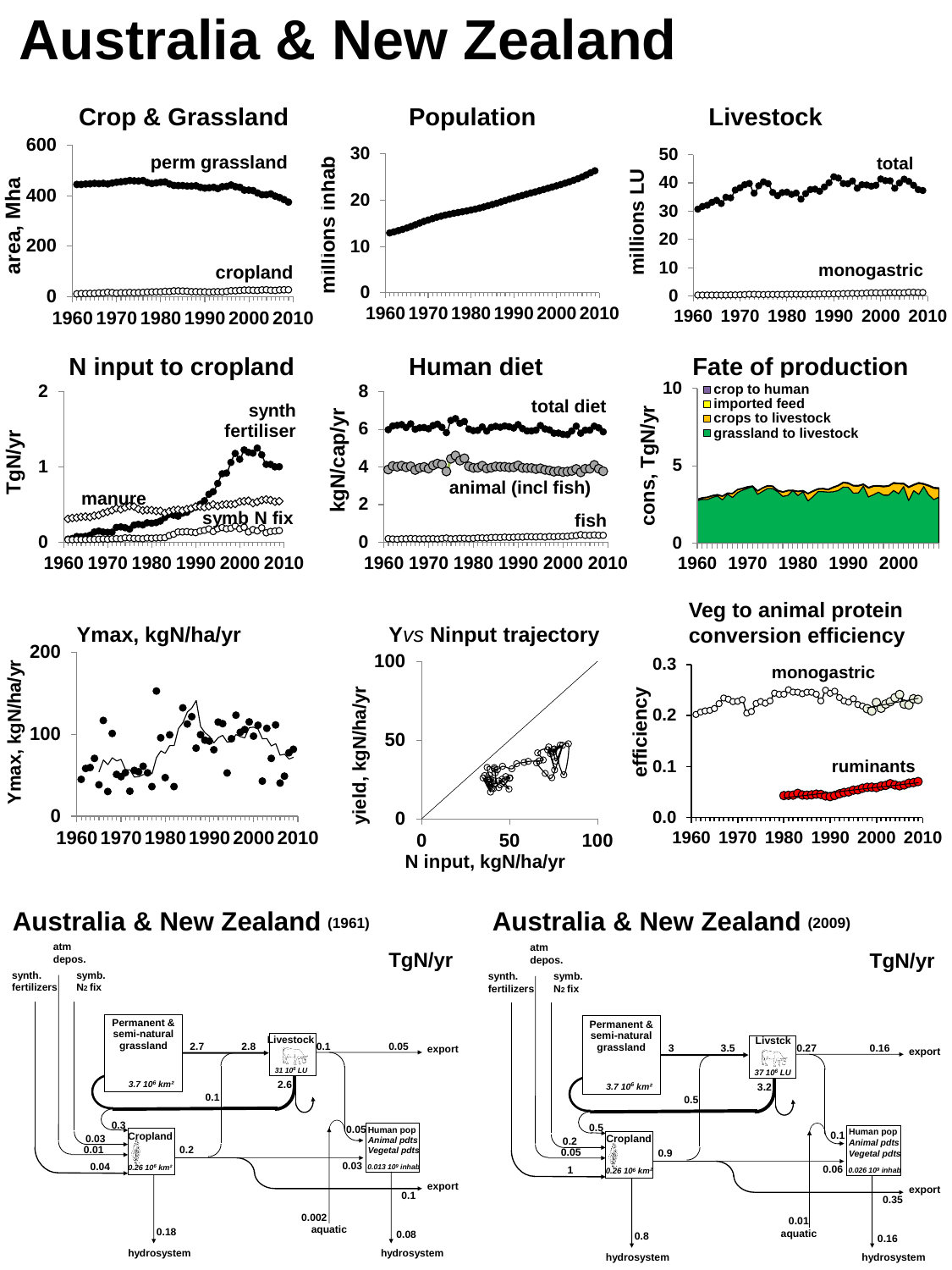# Australia & New Zealand

## Crop & Grassland

area, Mha

600
400
200
0

perm grassland

cropland

1960 1970 1980 1990 2000 2010

## Population

millions inhab

30
20
10
0

1960 1970 1980 1990 2000 2010

## Livestock

millions LU

50
40
30
20
10
0

total

monogastric

1960 1970 1980 1990 2000 2010

## N input to cropland

TgN/yr

2
1
0

synth fertiliser

manure

symb N fix

1960 1970 1980 1990 2000 2010

## Human diet

kgN/cap/yr

8
6
4
2
0

total diet

animal (incl fish)

fish

1960 1970 1980 1990 2000 2010

## Fate of production

cons, TgN/yr

10
5
0

crop to human
imported feed
crops to livestock
grassland to livestock

1960 1970 1980 1990 2000

## Ymax, kgN/ha/yr

Ymax, kgN/ha/yr

200
100
0

1960 1970 1980 1990 2000 2010

## Y*vs* Ninput trajectory

yield, kgN/ha/yr

100
50
0

0 50 100

N input, kgN/ha/yr

## Veg to animal protein conversion efficiency

efficiency

0.3
0.2
0.1
0.0

monogastric

ruminants

1960 1970 1980 1990 2000 2010

## Australia & New Zealand (1961)

TgN/yr

atm depos.
synth. fertilizers
symb. N2 fix
Permanent & semi-natural grassland
3.7 10⁶ km²
2.7
2.8
Livestock
31 10⁶ LU
0.1
0.05
export
2.6
0.1
0.3
0.03
0.01
0.04
Cropland
0.26 10⁶ km²
0.2
0.05
Human pop
Animal pdts
Vegetal pdts
0.013 10⁹ inhab
0.03
export
0.1
0.18
hydrosystem
0.002
aquatic
0.08
hydrosystem

## Australia & New Zealand (2009)

TgN/yr

atm depos.
synth. fertilizers
symb. N2 fix
Permanent & semi-natural grassland
3.7 10⁶ km²
3
3.5
Livstck
37 10⁶ LU
0.27
0.16
export
3.2
0.5
0.5
0.2
0.05
1
Cropland
0.26 10⁶ km²
0.9
0.1
Human pop
Animal pdts
Vegetal pdts
0.026 10⁹ inhab
0.06
export
0.35
0.8
hydrosystem
0.01
aquatic
0.16
hydrosystem